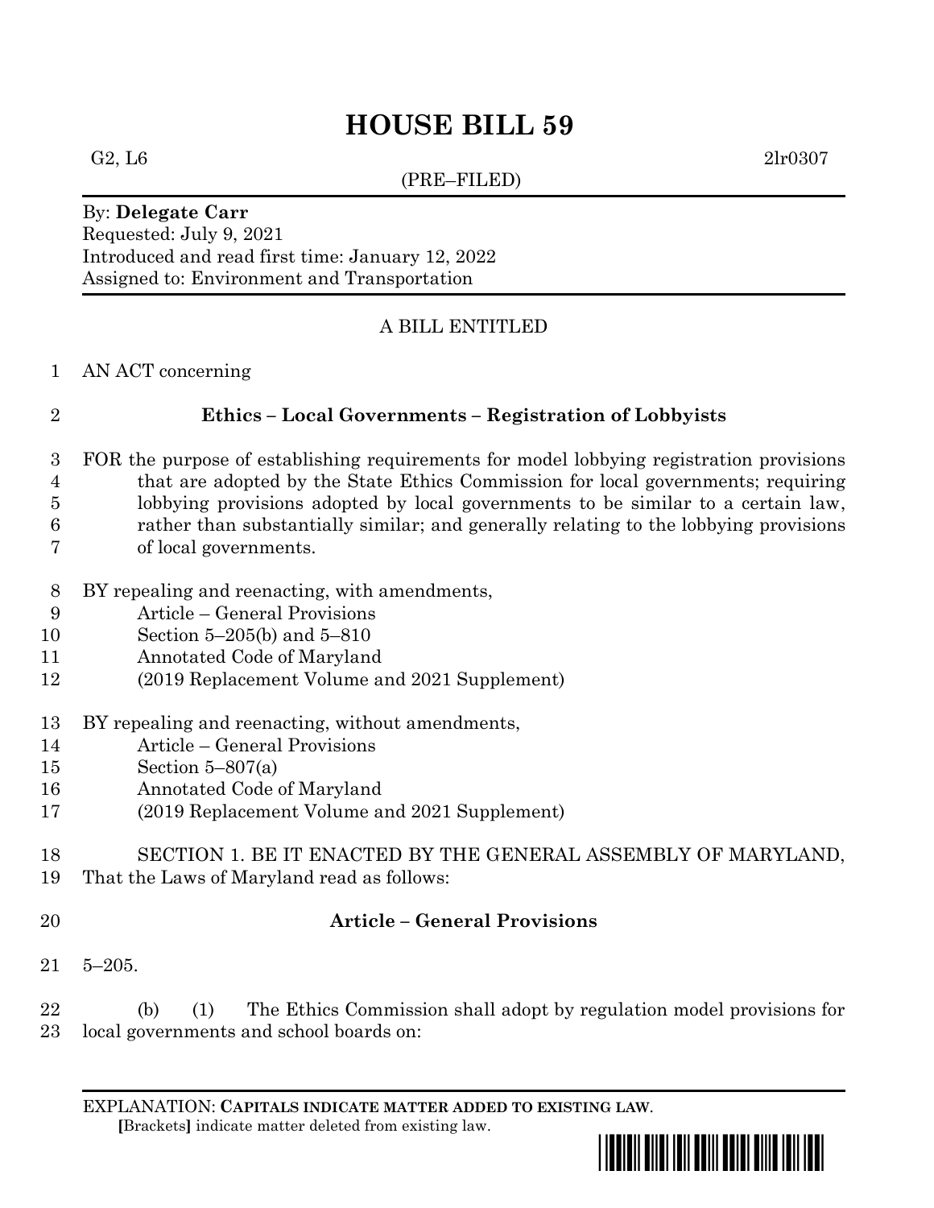# HOUSE BILL 59

G2, L6 2lr0307

(PRE–FILED)

By: **Delegate Carr**
Requested: July 9, 2021
Introduced and read first time: January 12, 2022
Assigned to: Environment and Transportation

A BILL ENTITLED

AN ACT concerning

**Ethics – Local Governments – Registration of Lobbyists**

FOR the purpose of establishing requirements for model lobbying registration provisions that are adopted by the State Ethics Commission for local governments; requiring lobbying provisions adopted by local governments to be similar to a certain law, rather than substantially similar; and generally relating to the lobbying provisions of local governments.

BY repealing and reenacting, with amendments,
Article – General Provisions
Section 5–205(b) and 5–810
Annotated Code of Maryland
(2019 Replacement Volume and 2021 Supplement)

BY repealing and reenacting, without amendments,
Article – General Provisions
Section 5–807(a)
Annotated Code of Maryland
(2019 Replacement Volume and 2021 Supplement)

SECTION 1. BE IT ENACTED BY THE GENERAL ASSEMBLY OF MARYLAND, That the Laws of Maryland read as follows:

**Article – General Provisions**

5–205.

(b) (1) The Ethics Commission shall adopt by regulation model provisions for local governments and school boards on:

EXPLANATION: **CAPITALS INDICATE MATTER ADDED TO EXISTING LAW.**
**[**Brackets**]** indicate matter deleted from existing law.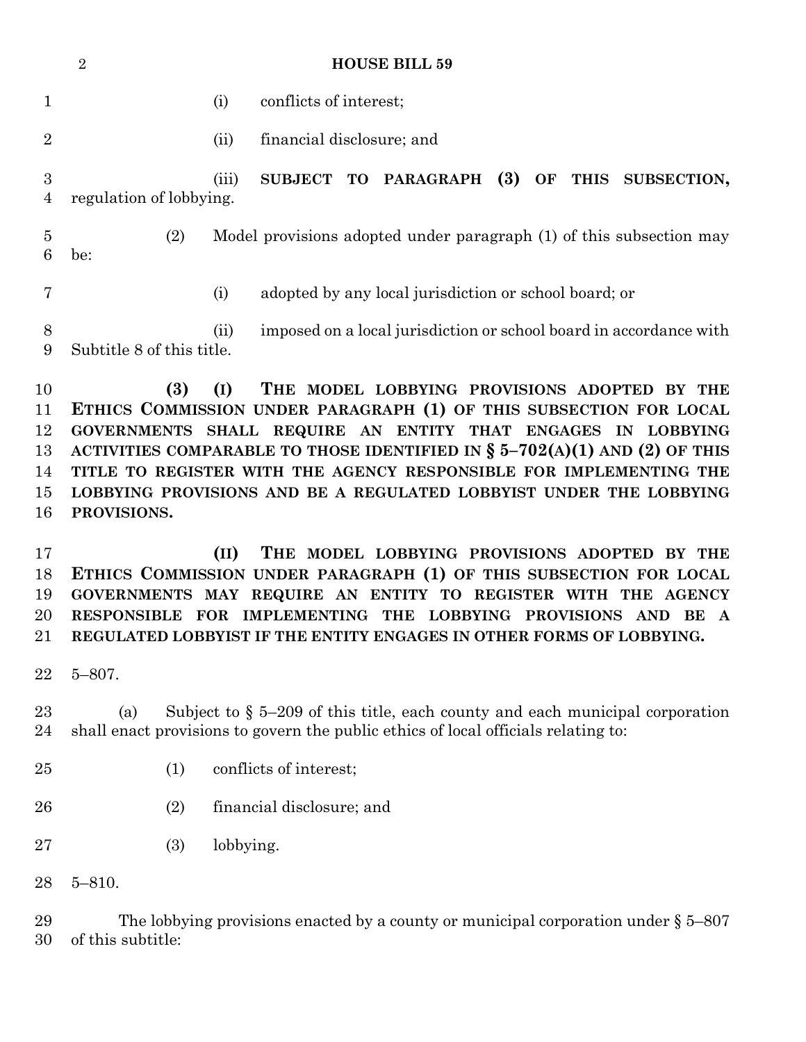(i) conflicts of interest;

(ii) financial disclosure; and

(iii) **SUBJECT TO PARAGRAPH (3) OF THIS SUBSECTION,** regulation of lobbying.

(2) Model provisions adopted under paragraph (1) of this subsection may be:

(i) adopted by any local jurisdiction or school board; or

(ii) imposed on a local jurisdiction or school board in accordance with Subtitle 8 of this title.

**(3) (I) THE MODEL LOBBYING PROVISIONS ADOPTED BY THE ETHICS COMMISSION UNDER PARAGRAPH (1) OF THIS SUBSECTION FOR LOCAL GOVERNMENTS SHALL REQUIRE AN ENTITY THAT ENGAGES IN LOBBYING ACTIVITIES COMPARABLE TO THOSE IDENTIFIED IN § 5–702(A)(1) AND (2) OF THIS TITLE TO REGISTER WITH THE AGENCY RESPONSIBLE FOR IMPLEMENTING THE LOBBYING PROVISIONS AND BE A REGULATED LOBBYIST UNDER THE LOBBYING PROVISIONS.**

**(II) THE MODEL LOBBYING PROVISIONS ADOPTED BY THE ETHICS COMMISSION UNDER PARAGRAPH (1) OF THIS SUBSECTION FOR LOCAL GOVERNMENTS MAY REQUIRE AN ENTITY TO REGISTER WITH THE AGENCY RESPONSIBLE FOR IMPLEMENTING THE LOBBYING PROVISIONS AND BE A REGULATED LOBBYIST IF THE ENTITY ENGAGES IN OTHER FORMS OF LOBBYING.**

5–807.

(a) Subject to § 5–209 of this title, each county and each municipal corporation shall enact provisions to govern the public ethics of local officials relating to:

(1) conflicts of interest;

(2) financial disclosure; and

(3) lobbying.

5–810.

The lobbying provisions enacted by a county or municipal corporation under § 5–807 of this subtitle: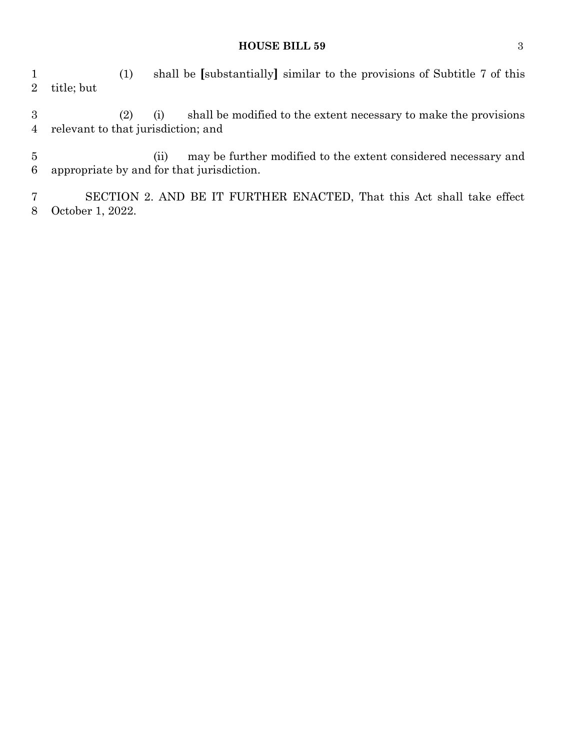(1) shall be [substantially] similar to the provisions of Subtitle 7 of this title; but

(2) (i) shall be modified to the extent necessary to make the provisions relevant to that jurisdiction; and

(ii) may be further modified to the extent considered necessary and appropriate by and for that jurisdiction.

SECTION 2. AND BE IT FURTHER ENACTED, That this Act shall take effect October 1, 2022.